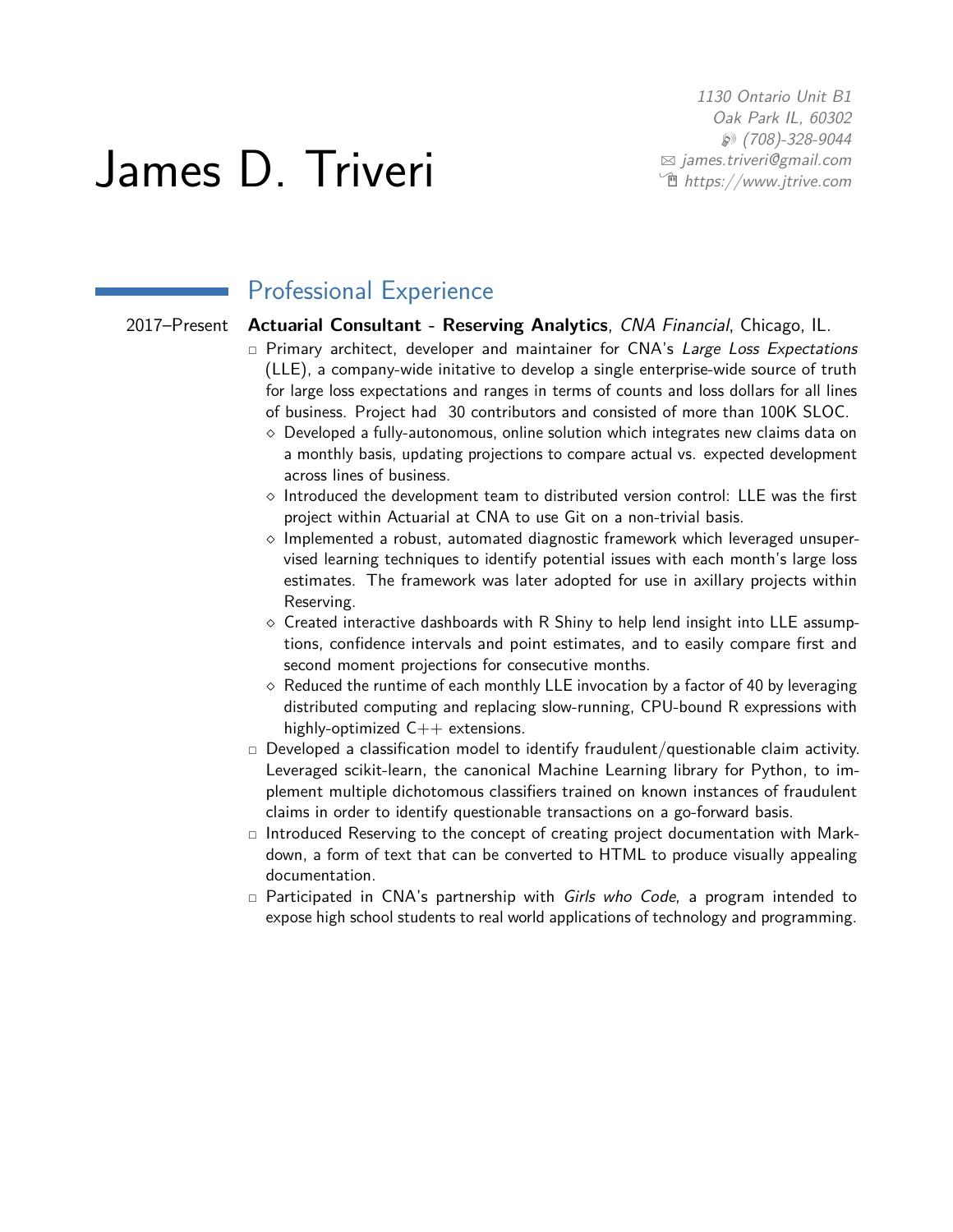# James D. Triveri

1130 Ontario Unit B1
Oak Park IL, 60302
(708)-328-9044
james.triveri@gmail.com
https://www.jtrive.com

## Professional Experience

2017–Present **Actuarial Consultant - Reserving Analytics**, *CNA Financial*, Chicago, IL.

- Primary architect, developer and maintainer for CNA's *Large Loss Expectations* (LLE), a company-wide initative to develop a single enterprise-wide source of truth for large loss expectations and ranges in terms of counts and loss dollars for all lines of business. Project had 30 contributors and consisted of more than 100K SLOC.
  - Developed a fully-autonomous, online solution which integrates new claims data on a monthly basis, updating projections to compare actual vs. expected development across lines of business.
  - Introduced the development team to distributed version control: LLE was the first project within Actuarial at CNA to use Git on a non-trivial basis.
  - Implemented a robust, automated diagnostic framework which leveraged unsupervised learning techniques to identify potential issues with each month's large loss estimates. The framework was later adopted for use in axillary projects within Reserving.
  - Created interactive dashboards with R Shiny to help lend insight into LLE assumptions, confidence intervals and point estimates, and to easily compare first and second moment projections for consecutive months.
  - Reduced the runtime of each monthly LLE invocation by a factor of 40 by leveraging distributed computing and replacing slow-running, CPU-bound R expressions with highly-optimized C++ extensions.
- Developed a classification model to identify fraudulent/questionable claim activity. Leveraged scikit-learn, the canonical Machine Learning library for Python, to implement multiple dichotomous classifiers trained on known instances of fraudulent claims in order to identify questionable transactions on a go-forward basis.
- Introduced Reserving to the concept of creating project documentation with Markdown, a form of text that can be converted to HTML to produce visually appealing documentation.
- Participated in CNA's partnership with *Girls who Code*, a program intended to expose high school students to real world applications of technology and programming.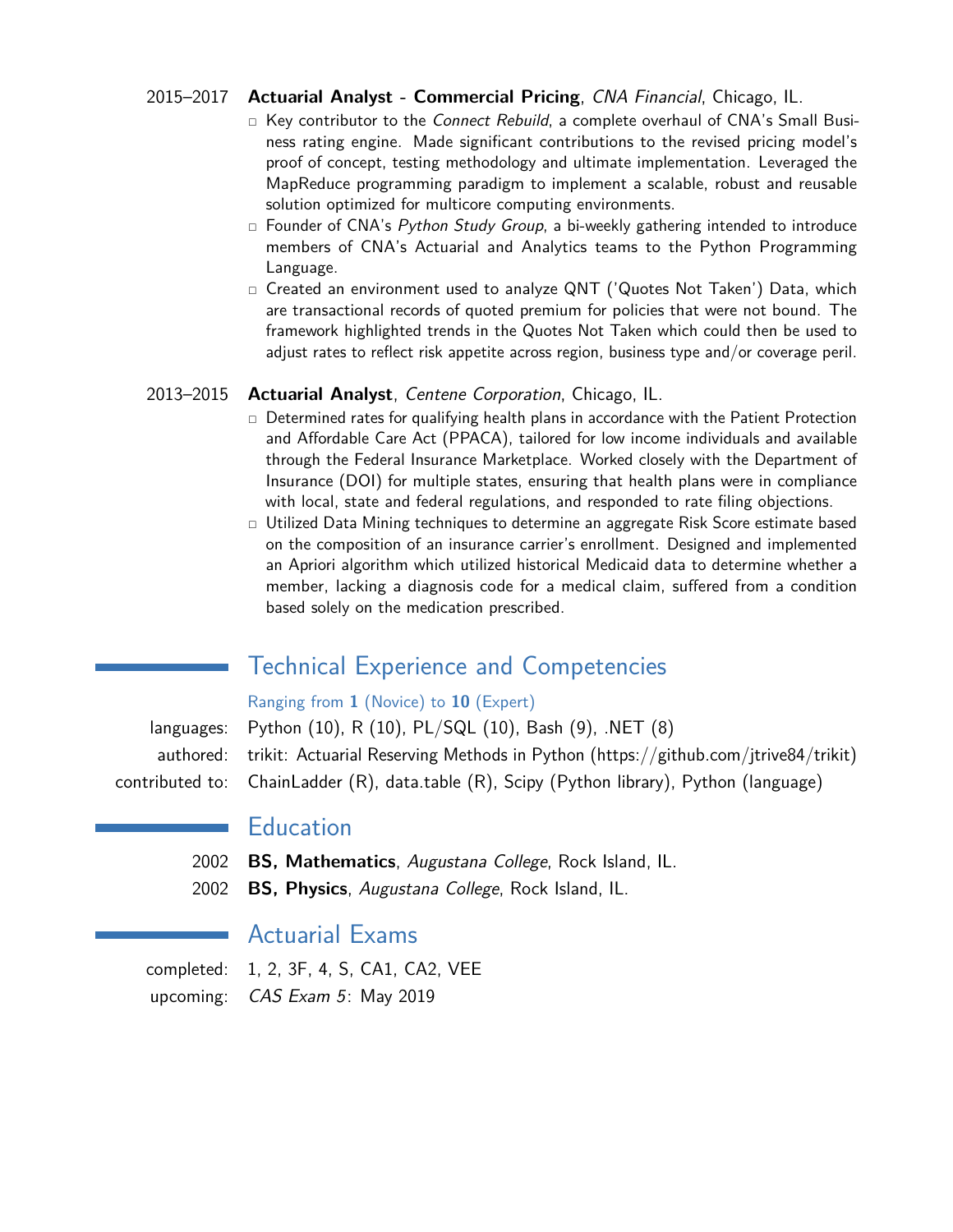2015–2017 **Actuarial Analyst - Commercial Pricing**, *CNA Financial*, Chicago, IL.

- Key contributor to the *Connect Rebuild*, a complete overhaul of CNA's Small Business rating engine. Made significant contributions to the revised pricing model's proof of concept, testing methodology and ultimate implementation. Leveraged the MapReduce programming paradigm to implement a scalable, robust and reusable solution optimized for multicore computing environments.
- Founder of CNA's *Python Study Group*, a bi-weekly gathering intended to introduce members of CNA's Actuarial and Analytics teams to the Python Programming Language.
- Created an environment used to analyze QNT ('Quotes Not Taken') Data, which are transactional records of quoted premium for policies that were not bound. The framework highlighted trends in the Quotes Not Taken which could then be used to adjust rates to reflect risk appetite across region, business type and/or coverage peril.

2013–2015 **Actuarial Analyst**, *Centene Corporation*, Chicago, IL.

- Determined rates for qualifying health plans in accordance with the Patient Protection and Affordable Care Act (PPACA), tailored for low income individuals and available through the Federal Insurance Marketplace. Worked closely with the Department of Insurance (DOI) for multiple states, ensuring that health plans were in compliance with local, state and federal regulations, and responded to rate filing objections.
- Utilized Data Mining techniques to determine an aggregate Risk Score estimate based on the composition of an insurance carrier's enrollment. Designed and implemented an Apriori algorithm which utilized historical Medicaid data to determine whether a member, lacking a diagnosis code for a medical claim, suffered from a condition based solely on the medication prescribed.

## Technical Experience and Competencies

Ranging from **1** (Novice) to **10** (Expert)

languages: Python (10), R (10), PL/SQL (10), Bash (9), .NET (8)

authored: trikit: Actuarial Reserving Methods in Python (https://github.com/jtrive84/trikit)

contributed to: ChainLadder (R), data.table (R), Scipy (Python library), Python (language)

## Education

2002 **BS, Mathematics**, *Augustana College*, Rock Island, IL.

2002 **BS, Physics**, *Augustana College*, Rock Island, IL.

## Actuarial Exams

completed: 1, 2, 3F, 4, S, CA1, CA2, VEE

upcoming: *CAS Exam 5*: May 2019